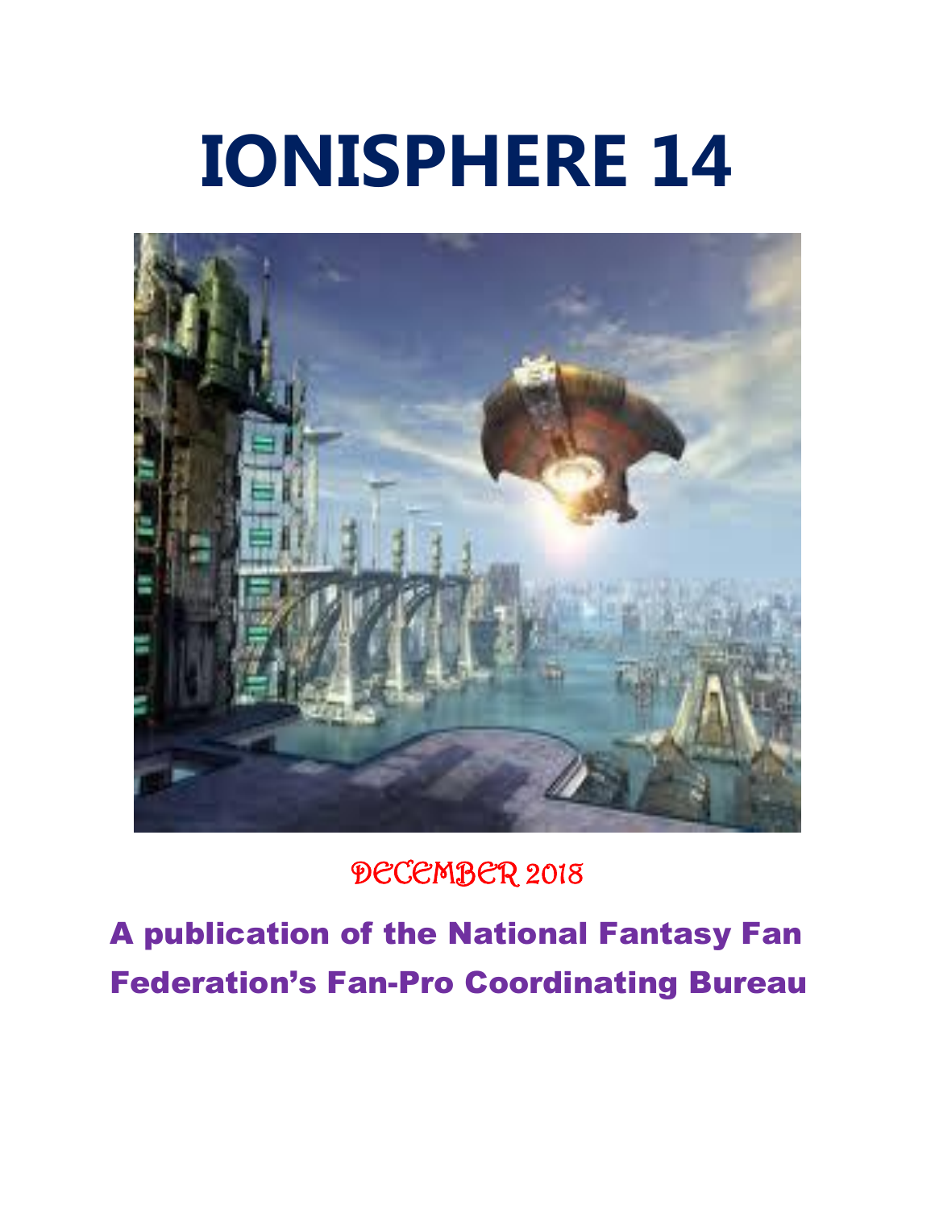# IONISPHERE 14

DECEMBER 2018

**A publication of the National Fantasy Fan Federation's Fan-Pro Coordinating Bureau**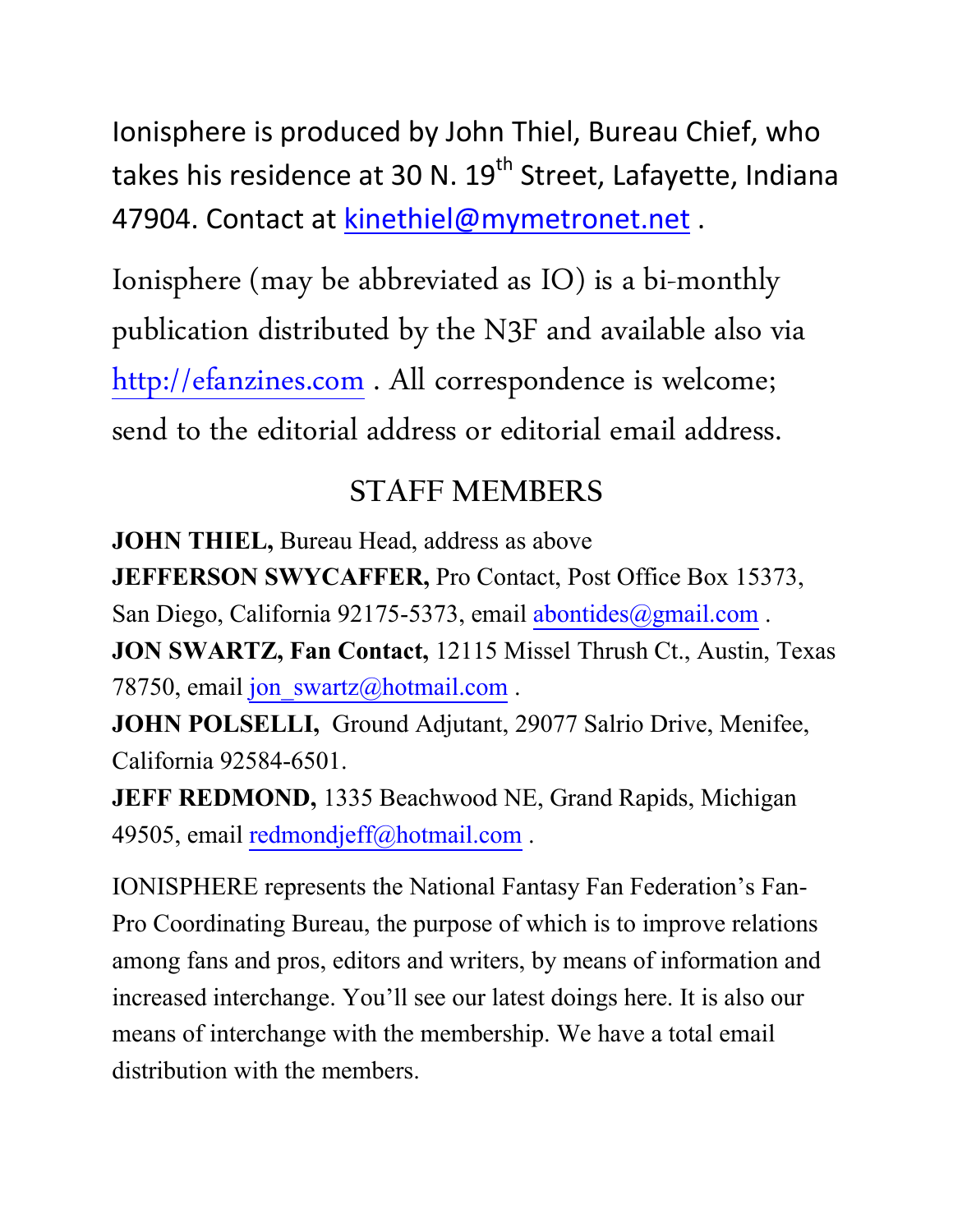Ionisphere is produced by John Thiel, Bureau Chief, who takes his residence at 30 N. 19th Street, Lafayette, Indiana 47904. Contact at kinethiel@mymetronet.net .

Ionisphere (may be abbreviated as IO) is a bi-monthly publication distributed by the N3F and available also via http://efanzines.com . All correspondence is welcome; send to the editorial address or editorial email address.

## STAFF MEMBERS

**JOHN THIEL,** Bureau Head, address as above

**JEFFERSON SWYCAFFER,** Pro Contact, Post Office Box 15373, San Diego, California 92175-5373, email abontides@gmail.com .

**JON SWARTZ, Fan Contact,** 12115 Missel Thrush Ct., Austin, Texas 78750, email jon_swartz@hotmail.com .

**JOHN POLSELLI,** Ground Adjutant, 29077 Salrio Drive, Menifee, California 92584-6501.

**JEFF REDMOND,** 1335 Beachwood NE, Grand Rapids, Michigan 49505, email redmondjeff@hotmail.com .

IONISPHERE represents the National Fantasy Fan Federation's Fan-Pro Coordinating Bureau, the purpose of which is to improve relations among fans and pros, editors and writers, by means of information and increased interchange. You'll see our latest doings here. It is also our means of interchange with the membership. We have a total email distribution with the members.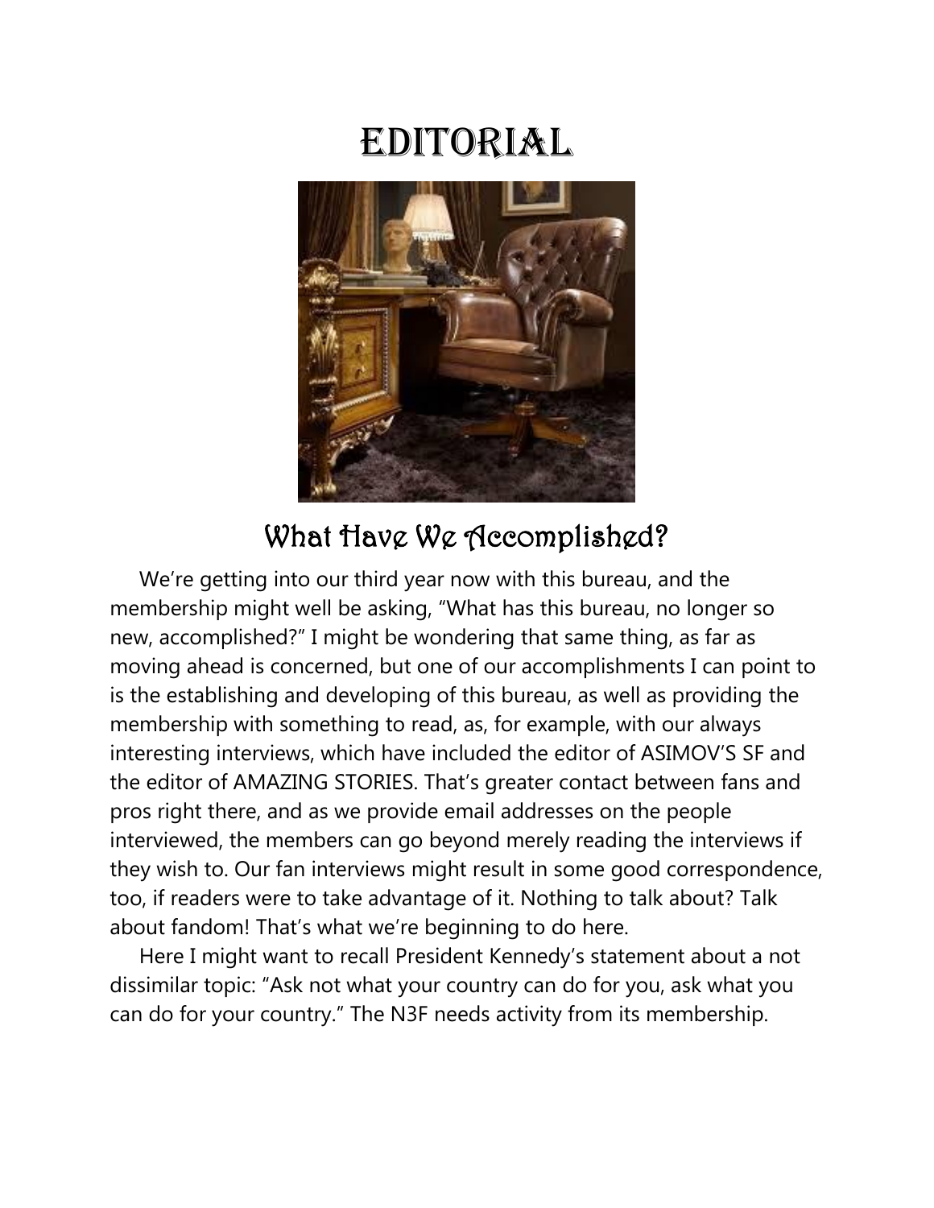# Editorial

## What Have We Accomplished?

We're getting into our third year now with this bureau, and the membership might well be asking, "What has this bureau, no longer so new, accomplished?" I might be wondering that same thing, as far as moving ahead is concerned, but one of our accomplishments I can point to is the establishing and developing of this bureau, as well as providing the membership with something to read, as, for example, with our always interesting interviews, which have included the editor of ASIMOV'S SF and the editor of AMAZING STORIES. That's greater contact between fans and pros right there, and as we provide email addresses on the people interviewed, the members can go beyond merely reading the interviews if they wish to. Our fan interviews might result in some good correspondence, too, if readers were to take advantage of it. Nothing to talk about? Talk about fandom! That's what we're beginning to do here.

Here I might want to recall President Kennedy's statement about a not dissimilar topic: "Ask not what your country can do for you, ask what you can do for your country." The N3F needs activity from its membership.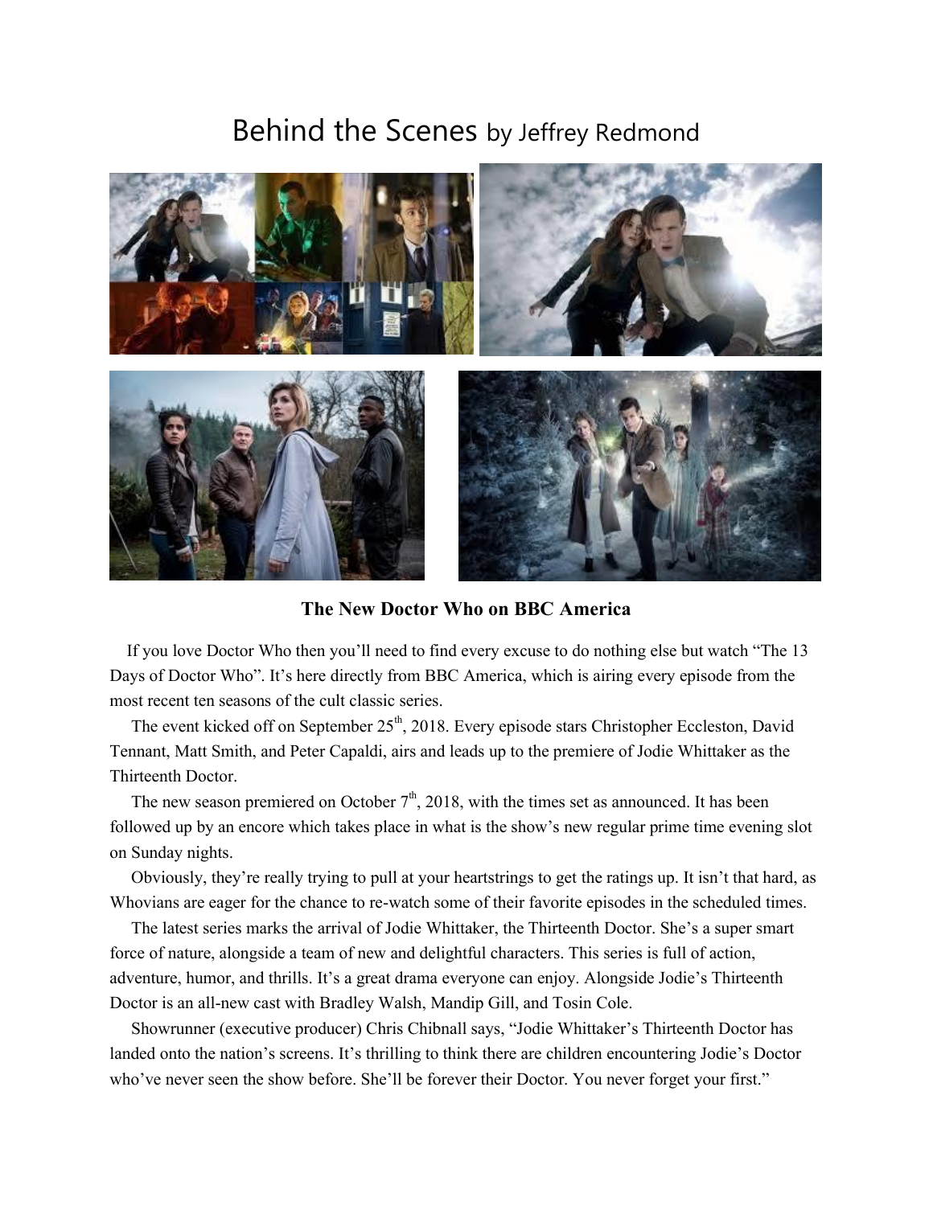# Behind the Scenes by Jeffrey Redmond

### The New Doctor Who on BBC America

If you love Doctor Who then you'll need to find every excuse to do nothing else but watch "The 13 Days of Doctor Who". It's here directly from BBC America, which is airing every episode from the most recent ten seasons of the cult classic series.

The event kicked off on September 25th, 2018. Every episode stars Christopher Eccleston, David Tennant, Matt Smith, and Peter Capaldi, airs and leads up to the premiere of Jodie Whittaker as the Thirteenth Doctor.

The new season premiered on October 7th, 2018, with the times set as announced. It has been followed up by an encore which takes place in what is the show's new regular prime time evening slot on Sunday nights.

Obviously, they're really trying to pull at your heartstrings to get the ratings up. It isn't that hard, as Whovians are eager for the chance to re-watch some of their favorite episodes in the scheduled times.

The latest series marks the arrival of Jodie Whittaker, the Thirteenth Doctor. She's a super smart force of nature, alongside a team of new and delightful characters. This series is full of action, adventure, humor, and thrills. It's a great drama everyone can enjoy. Alongside Jodie's Thirteenth Doctor is an all-new cast with Bradley Walsh, Mandip Gill, and Tosin Cole.

Showrunner (executive producer) Chris Chibnall says, "Jodie Whittaker's Thirteenth Doctor has landed onto the nation's screens. It's thrilling to think there are children encountering Jodie's Doctor who've never seen the show before. She'll be forever their Doctor. You never forget your first."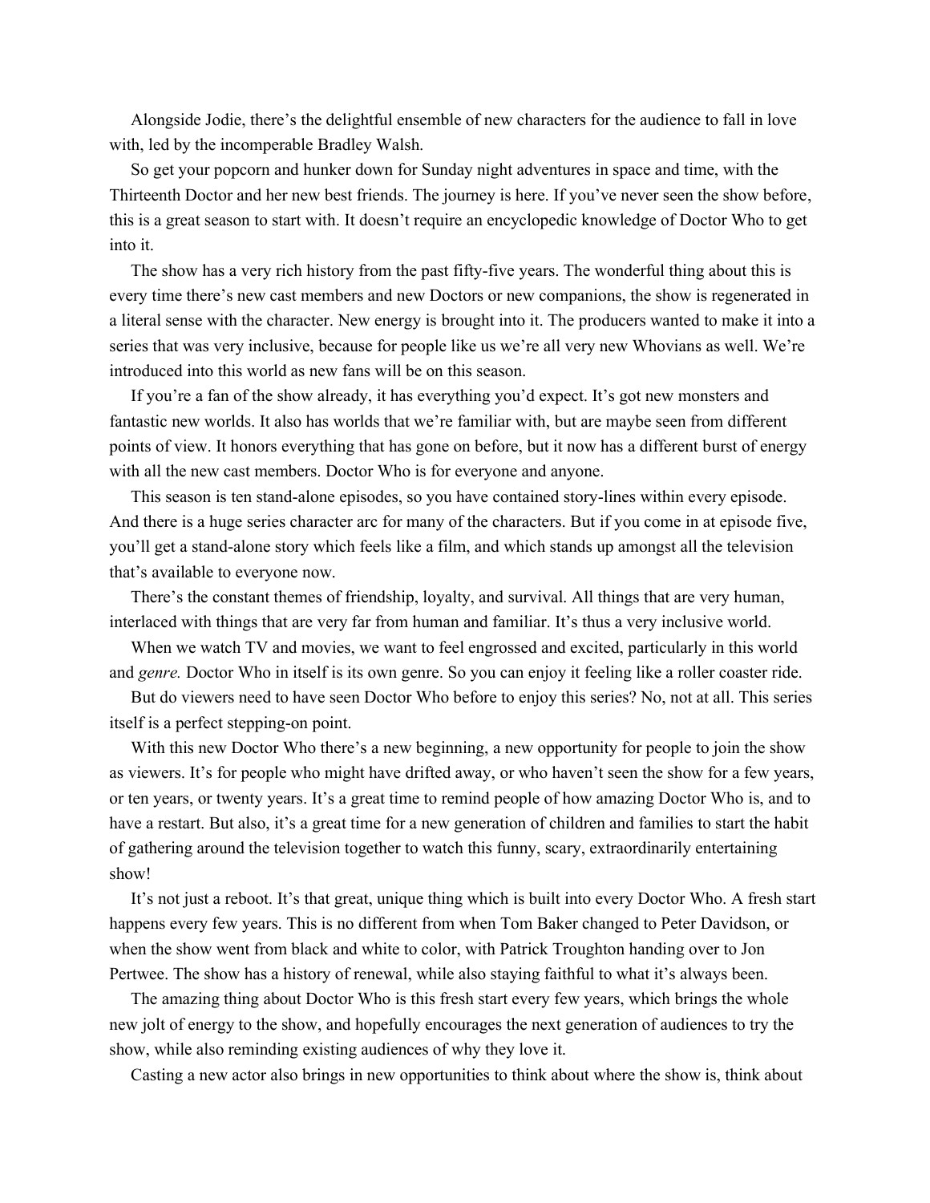Alongside Jodie, there's the delightful ensemble of new characters for the audience to fall in love with, led by the incomperable Bradley Walsh.

So get your popcorn and hunker down for Sunday night adventures in space and time, with the Thirteenth Doctor and her new best friends. The journey is here. If you've never seen the show before, this is a great season to start with. It doesn't require an encyclopedic knowledge of Doctor Who to get into it.

The show has a very rich history from the past fifty-five years. The wonderful thing about this is every time there's new cast members and new Doctors or new companions, the show is regenerated in a literal sense with the character. New energy is brought into it. The producers wanted to make it into a series that was very inclusive, because for people like us we're all very new Whovians as well. We're introduced into this world as new fans will be on this season.

If you're a fan of the show already, it has everything you'd expect. It's got new monsters and fantastic new worlds. It also has worlds that we're familiar with, but are maybe seen from different points of view. It honors everything that has gone on before, but it now has a different burst of energy with all the new cast members. Doctor Who is for everyone and anyone.

This season is ten stand-alone episodes, so you have contained story-lines within every episode. And there is a huge series character arc for many of the characters. But if you come in at episode five, you'll get a stand-alone story which feels like a film, and which stands up amongst all the television that's available to everyone now.

There's the constant themes of friendship, loyalty, and survival. All things that are very human, interlaced with things that are very far from human and familiar. It's thus a very inclusive world.

When we watch TV and movies, we want to feel engrossed and excited, particularly in this world and *genre.* Doctor Who in itself is its own genre. So you can enjoy it feeling like a roller coaster ride.

But do viewers need to have seen Doctor Who before to enjoy this series? No, not at all. This series itself is a perfect stepping-on point.

With this new Doctor Who there's a new beginning, a new opportunity for people to join the show as viewers. It's for people who might have drifted away, or who haven't seen the show for a few years, or ten years, or twenty years. It's a great time to remind people of how amazing Doctor Who is, and to have a restart. But also, it's a great time for a new generation of children and families to start the habit of gathering around the television together to watch this funny, scary, extraordinarily entertaining show!

It's not just a reboot. It's that great, unique thing which is built into every Doctor Who. A fresh start happens every few years. This is no different from when Tom Baker changed to Peter Davidson, or when the show went from black and white to color, with Patrick Troughton handing over to Jon Pertwee. The show has a history of renewal, while also staying faithful to what it's always been.

The amazing thing about Doctor Who is this fresh start every few years, which brings the whole new jolt of energy to the show, and hopefully encourages the next generation of audiences to try the show, while also reminding existing audiences of why they love it.

Casting a new actor also brings in new opportunities to think about where the show is, think about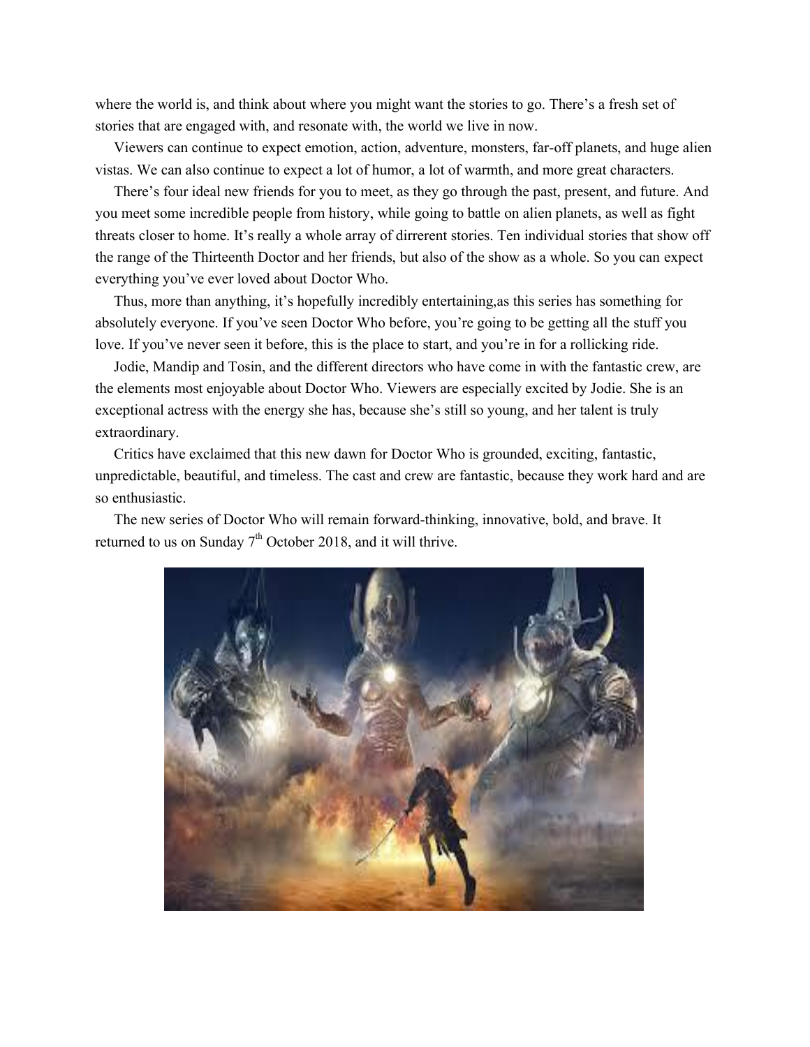where the world is, and think about where you might want the stories to go. There's a fresh set of stories that are engaged with, and resonate with, the world we live in now.

Viewers can continue to expect emotion, action, adventure, monsters, far-off planets, and huge alien vistas. We can also continue to expect a lot of humor, a lot of warmth, and more great characters.

There's four ideal new friends for you to meet, as they go through the past, present, and future. And you meet some incredible people from history, while going to battle on alien planets, as well as fight threats closer to home. It's really a whole array of dirrerent stories. Ten individual stories that show off the range of the Thirteenth Doctor and her friends, but also of the show as a whole. So you can expect everything you've ever loved about Doctor Who.

Thus, more than anything, it's hopefully incredibly entertaining,as this series has something for absolutely everyone. If you've seen Doctor Who before, you're going to be getting all the stuff you love. If you've never seen it before, this is the place to start, and you're in for a rollicking ride.

Jodie, Mandip and Tosin, and the different directors who have come in with the fantastic crew, are the elements most enjoyable about Doctor Who. Viewers are especially excited by Jodie. She is an exceptional actress with the energy she has, because she's still so young, and her talent is truly extraordinary.

Critics have exclaimed that this new dawn for Doctor Who is grounded, exciting, fantastic, unpredictable, beautiful, and timeless. The cast and crew are fantastic, because they work hard and are so enthusiastic.

The new series of Doctor Who will remain forward-thinking, innovative, bold, and brave. It returned to us on Sunday 7th October 2018, and it will thrive.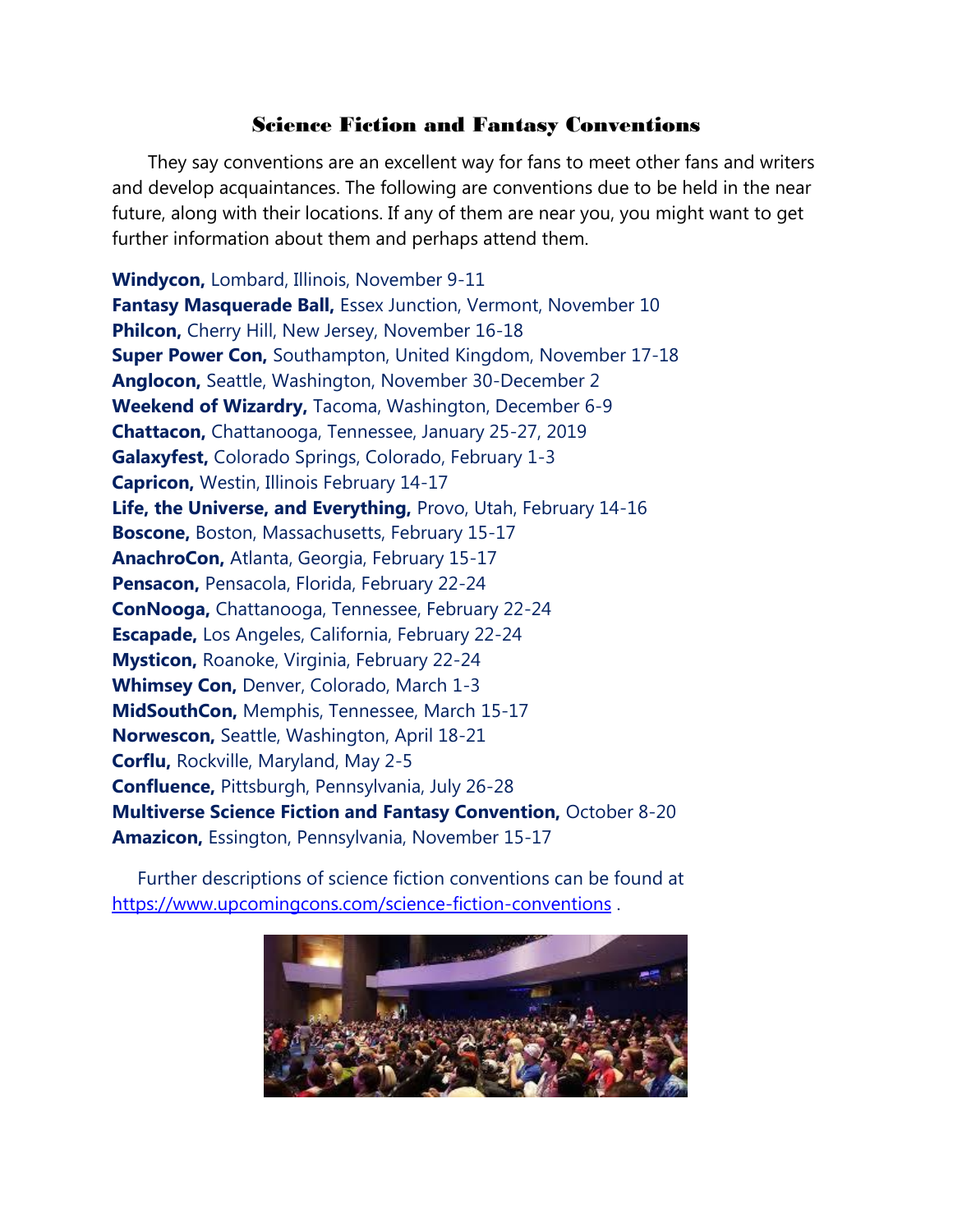# Science Fiction and Fantasy Conventions

They say conventions are an excellent way for fans to meet other fans and writers and develop acquaintances. The following are conventions due to be held in the near future, along with their locations. If any of them are near you, you might want to get further information about them and perhaps attend them.

**Windycon,** Lombard, Illinois, November 9-11
**Fantasy Masquerade Ball,** Essex Junction, Vermont, November 10
**Philcon,** Cherry Hill, New Jersey, November 16-18
**Super Power Con,** Southampton, United Kingdom, November 17-18
**Anglocon,** Seattle, Washington, November 30-December 2
**Weekend of Wizardry,** Tacoma, Washington, December 6-9
**Chattacon,** Chattanooga, Tennessee, January 25-27, 2019
**Galaxyfest,** Colorado Springs, Colorado, February 1-3
**Capricon,** Westin, Illinois February 14-17
**Life, the Universe, and Everything,** Provo, Utah, February 14-16
**Boscone,** Boston, Massachusetts, February 15-17
**AnachroCon,** Atlanta, Georgia, February 15-17
**Pensacon,** Pensacola, Florida, February 22-24
**ConNooga,** Chattanooga, Tennessee, February 22-24
**Escapade,** Los Angeles, California, February 22-24
**Mysticon,** Roanoke, Virginia, February 22-24
**Whimsey Con,** Denver, Colorado, March 1-3
**MidSouthCon,** Memphis, Tennessee, March 15-17
**Norwescon,** Seattle, Washington, April 18-21
**Corflu,** Rockville, Maryland, May 2-5
**Confluence,** Pittsburgh, Pennsylvania, July 26-28
**Multiverse Science Fiction and Fantasy Convention,** October 8-20
**Amazicon,** Essington, Pennsylvania, November 15-17

Further descriptions of science fiction conventions can be found at https://www.upcomingcons.com/science-fiction-conventions .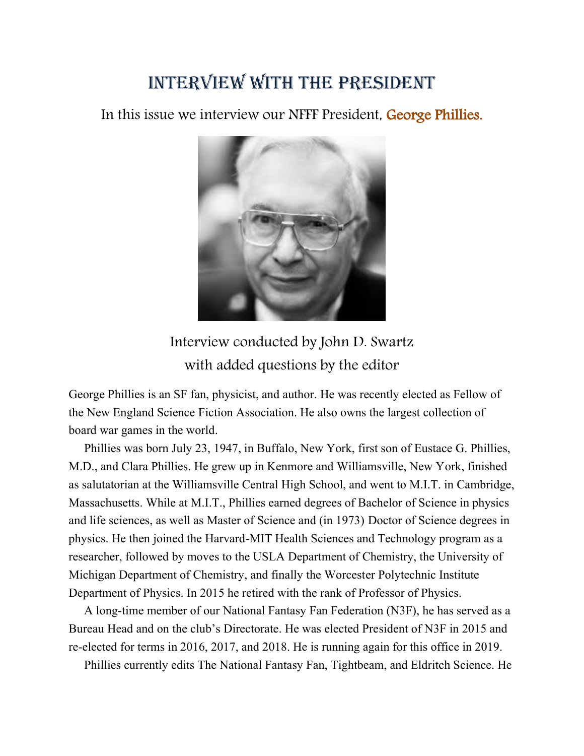# Interview with the President

In this issue we interview our NFFF President, George Phillies.

Interview conducted by John D. Swartz
with added questions by the editor

George Phillies is an SF fan, physicist, and author. He was recently elected as Fellow of the New England Science Fiction Association. He also owns the largest collection of board war games in the world.

Phillies was born July 23, 1947, in Buffalo, New York, first son of Eustace G. Phillies, M.D., and Clara Phillies. He grew up in Kenmore and Williamsville, New York, finished as salutatorian at the Williamsville Central High School, and went to M.I.T. in Cambridge, Massachusetts. While at M.I.T., Phillies earned degrees of Bachelor of Science in physics and life sciences, as well as Master of Science and (in 1973) Doctor of Science degrees in physics. He then joined the Harvard-MIT Health Sciences and Technology program as a researcher, followed by moves to the USLA Department of Chemistry, the University of Michigan Department of Chemistry, and finally the Worcester Polytechnic Institute Department of Physics. In 2015 he retired with the rank of Professor of Physics.

A long-time member of our National Fantasy Fan Federation (N3F), he has served as a Bureau Head and on the club's Directorate. He was elected President of N3F in 2015 and re-elected for terms in 2016, 2017, and 2018. He is running again for this office in 2019.

Phillies currently edits The National Fantasy Fan, Tightbeam, and Eldritch Science. He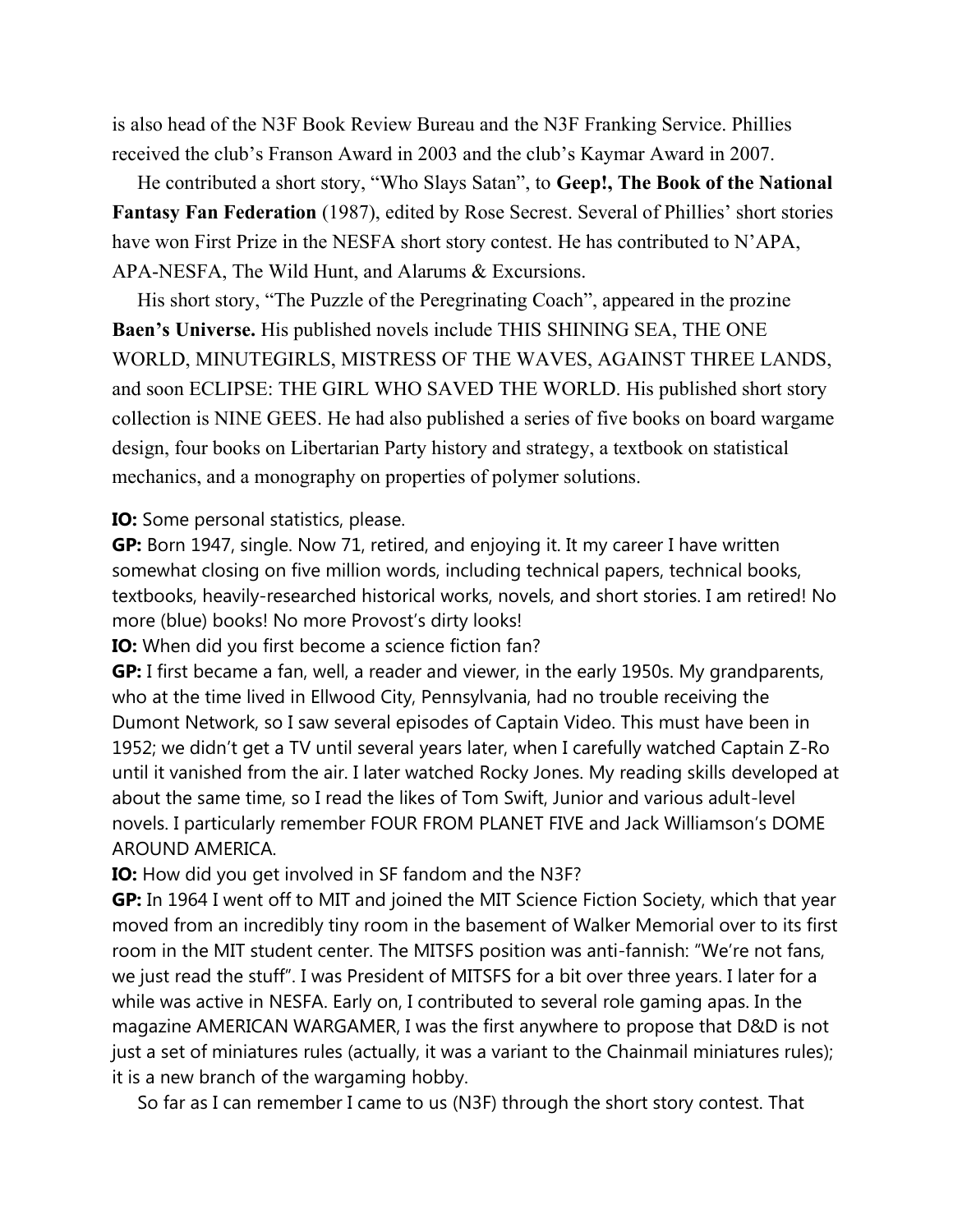is also head of the N3F Book Review Bureau and the N3F Franking Service. Phillies received the club's Franson Award in 2003 and the club's Kaymar Award in 2007.

He contributed a short story, "Who Slays Satan", to **Geep!, The Book of the National Fantasy Fan Federation** (1987), edited by Rose Secrest. Several of Phillies' short stories have won First Prize in the NESFA short story contest. He has contributed to N'APA, APA-NESFA, The Wild Hunt, and Alarums & Excursions.

His short story, "The Puzzle of the Peregrinating Coach", appeared in the prozine **Baen's Universe.** His published novels include THIS SHINING SEA, THE ONE WORLD, MINUTEGIRLS, MISTRESS OF THE WAVES, AGAINST THREE LANDS, and soon ECLIPSE: THE GIRL WHO SAVED THE WORLD. His published short story collection is NINE GEES. He had also published a series of five books on board wargame design, four books on Libertarian Party history and strategy, a textbook on statistical mechanics, and a monography on properties of polymer solutions.

**IO:** Some personal statistics, please.
**GP:** Born 1947, single. Now 71, retired, and enjoying it. It my career I have written somewhat closing on five million words, including technical papers, technical books, textbooks, heavily-researched historical works, novels, and short stories. I am retired! No more (blue) books! No more Provost's dirty looks!
**IO:** When did you first become a science fiction fan?
**GP:** I first became a fan, well, a reader and viewer, in the early 1950s. My grandparents, who at the time lived in Ellwood City, Pennsylvania, had no trouble receiving the Dumont Network, so I saw several episodes of Captain Video. This must have been in 1952; we didn't get a TV until several years later, when I carefully watched Captain Z-Ro until it vanished from the air. I later watched Rocky Jones. My reading skills developed at about the same time, so I read the likes of Tom Swift, Junior and various adult-level novels. I particularly remember FOUR FROM PLANET FIVE and Jack Williamson's DOME AROUND AMERICA.
**IO:** How did you get involved in SF fandom and the N3F?
**GP:** In 1964 I went off to MIT and joined the MIT Science Fiction Society, which that year moved from an incredibly tiny room in the basement of Walker Memorial over to its first room in the MIT student center. The MITSFS position was anti-fannish: "We're not fans, we just read the stuff". I was President of MITSFS for a bit over three years. I later for a while was active in NESFA. Early on, I contributed to several role gaming apas. In the magazine AMERICAN WARGAMER, I was the first anywhere to propose that D&D is not just a set of miniatures rules (actually, it was a variant to the Chainmail miniatures rules); it is a new branch of the wargaming hobby.

So far as I can remember I came to us (N3F) through the short story contest. That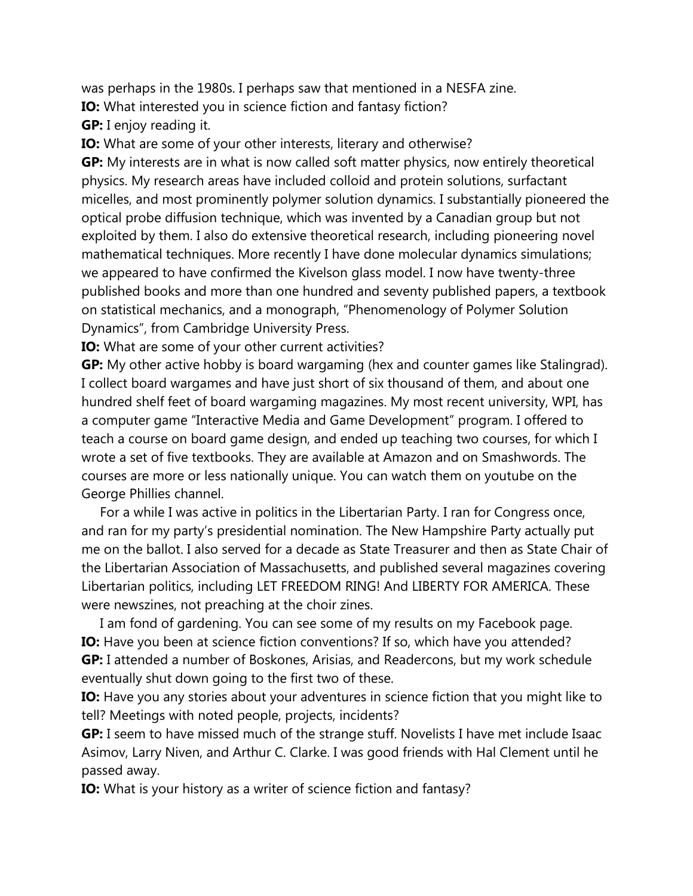was perhaps in the 1980s. I perhaps saw that mentioned in a NESFA zine.

**IO:** What interested you in science fiction and fantasy fiction?

**GP:** I enjoy reading it.

**IO:** What are some of your other interests, literary and otherwise?

**GP:** My interests are in what is now called soft matter physics, now entirely theoretical physics. My research areas have included colloid and protein solutions, surfactant micelles, and most prominently polymer solution dynamics. I substantially pioneered the optical probe diffusion technique, which was invented by a Canadian group but not exploited by them. I also do extensive theoretical research, including pioneering novel mathematical techniques. More recently I have done molecular dynamics simulations; we appeared to have confirmed the Kivelson glass model. I now have twenty-three published books and more than one hundred and seventy published papers, a textbook on statistical mechanics, and a monograph, "Phenomenology of Polymer Solution Dynamics", from Cambridge University Press.

**IO:** What are some of your other current activities?

**GP:** My other active hobby is board wargaming (hex and counter games like Stalingrad). I collect board wargames and have just short of six thousand of them, and about one hundred shelf feet of board wargaming magazines. My most recent university, WPI, has a computer game "Interactive Media and Game Development" program. I offered to teach a course on board game design, and ended up teaching two courses, for which I wrote a set of five textbooks. They are available at Amazon and on Smashwords. The courses are more or less nationally unique. You can watch them on youtube on the George Phillies channel.

For a while I was active in politics in the Libertarian Party. I ran for Congress once, and ran for my party's presidential nomination. The New Hampshire Party actually put me on the ballot. I also served for a decade as State Treasurer and then as State Chair of the Libertarian Association of Massachusetts, and published several magazines covering Libertarian politics, including LET FREEDOM RING! And LIBERTY FOR AMERICA. These were newszines, not preaching at the choir zines.

I am fond of gardening. You can see some of my results on my Facebook page.

**IO:** Have you been at science fiction conventions? If so, which have you attended?

**GP:** I attended a number of Boskones, Arisias, and Readercons, but my work schedule eventually shut down going to the first two of these.

**IO:** Have you any stories about your adventures in science fiction that you might like to tell? Meetings with noted people, projects, incidents?

**GP:** I seem to have missed much of the strange stuff. Novelists I have met include Isaac Asimov, Larry Niven, and Arthur C. Clarke. I was good friends with Hal Clement until he passed away.

**IO:** What is your history as a writer of science fiction and fantasy?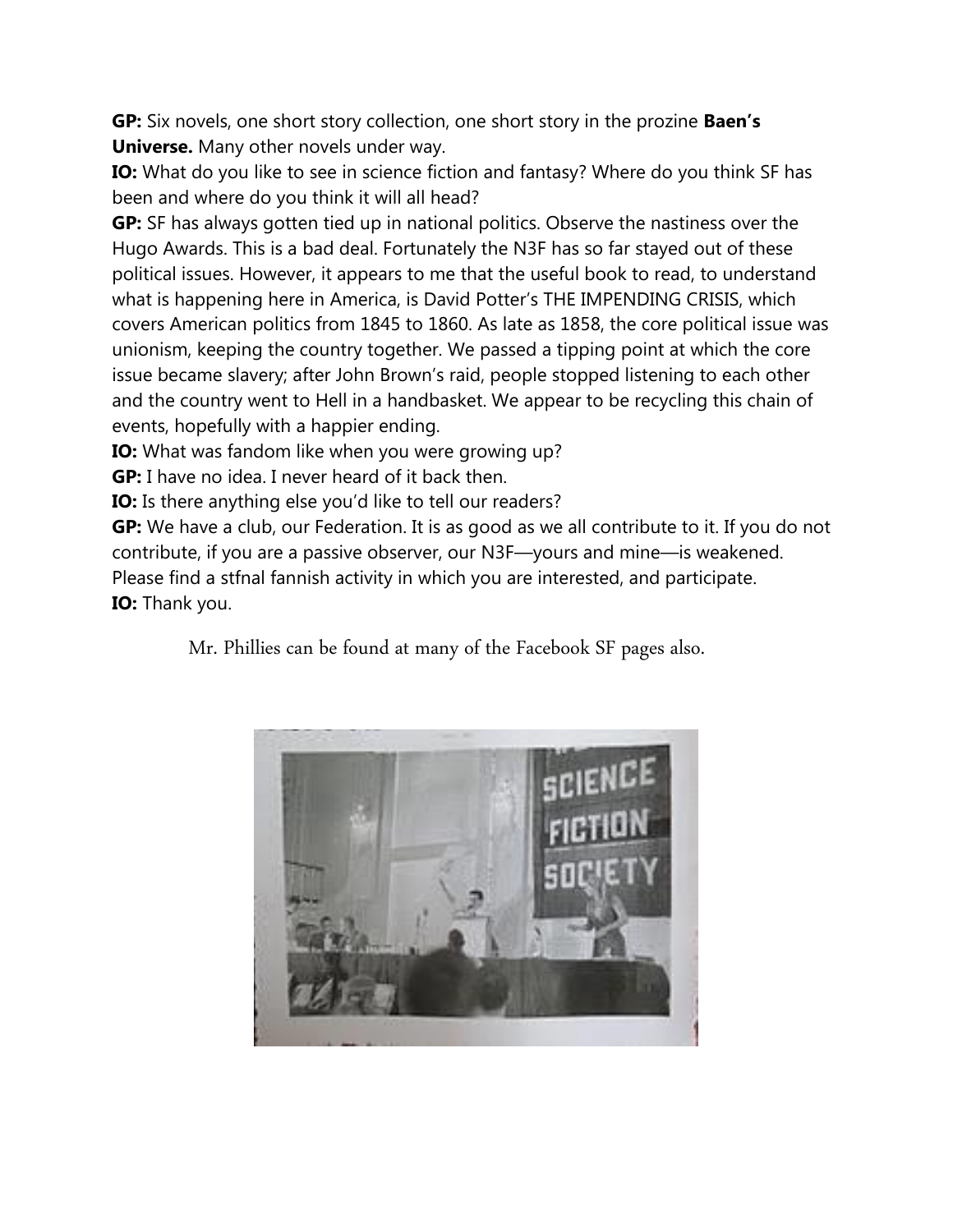**GP:** Six novels, one short story collection, one short story in the prozine **Baen's Universe.** Many other novels under way.

**IO:** What do you like to see in science fiction and fantasy? Where do you think SF has been and where do you think it will all head?

**GP:** SF has always gotten tied up in national politics. Observe the nastiness over the Hugo Awards. This is a bad deal. Fortunately the N3F has so far stayed out of these political issues. However, it appears to me that the useful book to read, to understand what is happening here in America, is David Potter's THE IMPENDING CRISIS, which covers American politics from 1845 to 1860. As late as 1858, the core political issue was unionism, keeping the country together. We passed a tipping point at which the core issue became slavery; after John Brown's raid, people stopped listening to each other and the country went to Hell in a handbasket. We appear to be recycling this chain of events, hopefully with a happier ending.

**IO:** What was fandom like when you were growing up?

**GP:** I have no idea. I never heard of it back then.

**IO:** Is there anything else you'd like to tell our readers?

**GP:** We have a club, our Federation. It is as good as we all contribute to it. If you do not contribute, if you are a passive observer, our N3F—yours and mine—is weakened. Please find a stfnal fannish activity in which you are interested, and participate.

**IO:** Thank you.

Mr. Phillies can be found at many of the Facebook SF pages also.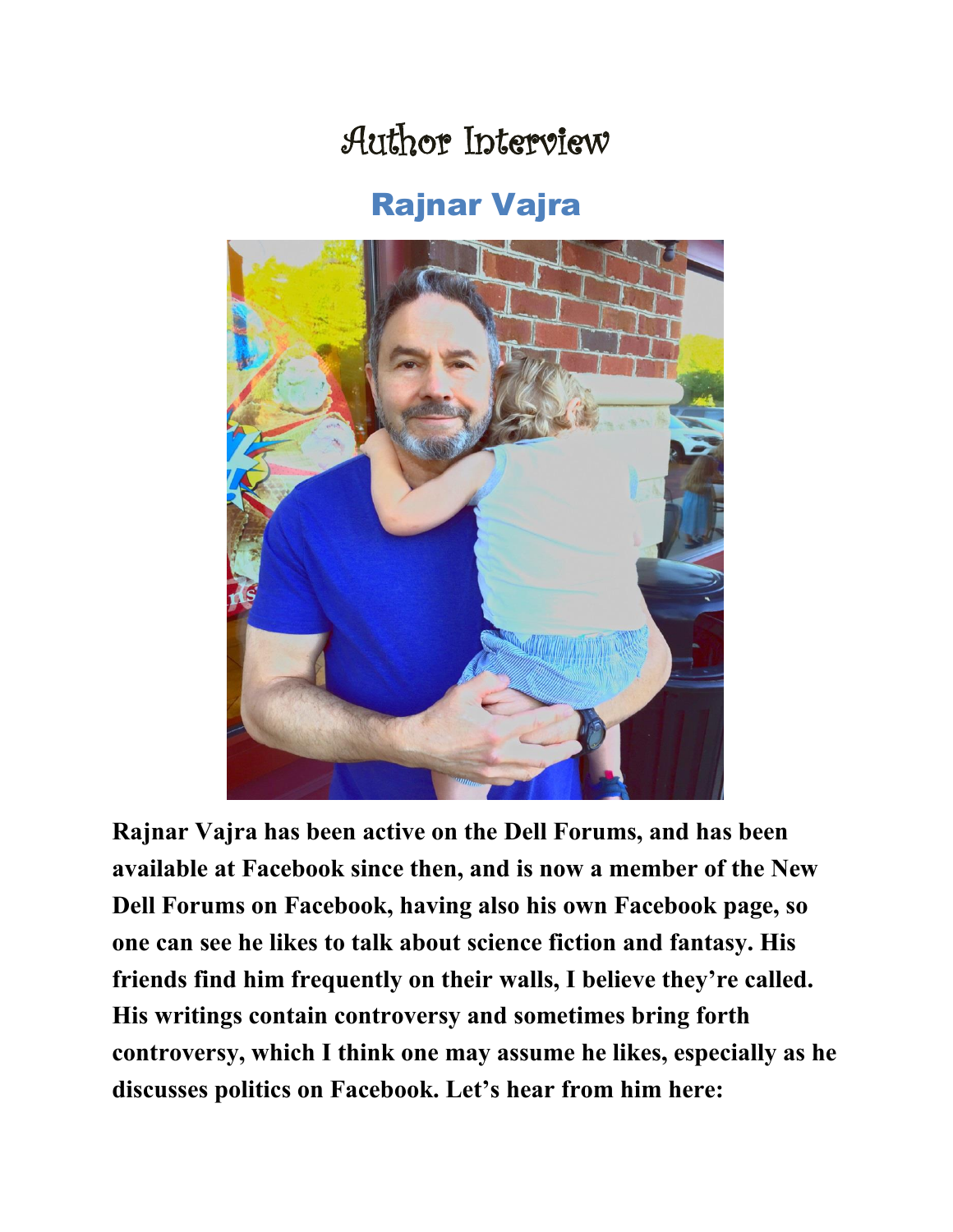# Author Interview

## Rajnar Vajra

**Rajnar Vajra has been active on the Dell Forums, and has been available at Facebook since then, and is now a member of the New Dell Forums on Facebook, having also his own Facebook page, so one can see he likes to talk about science fiction and fantasy. His friends find him frequently on their walls, I believe they're called. His writings contain controversy and sometimes bring forth controversy, which I think one may assume he likes, especially as he discusses politics on Facebook. Let's hear from him here:**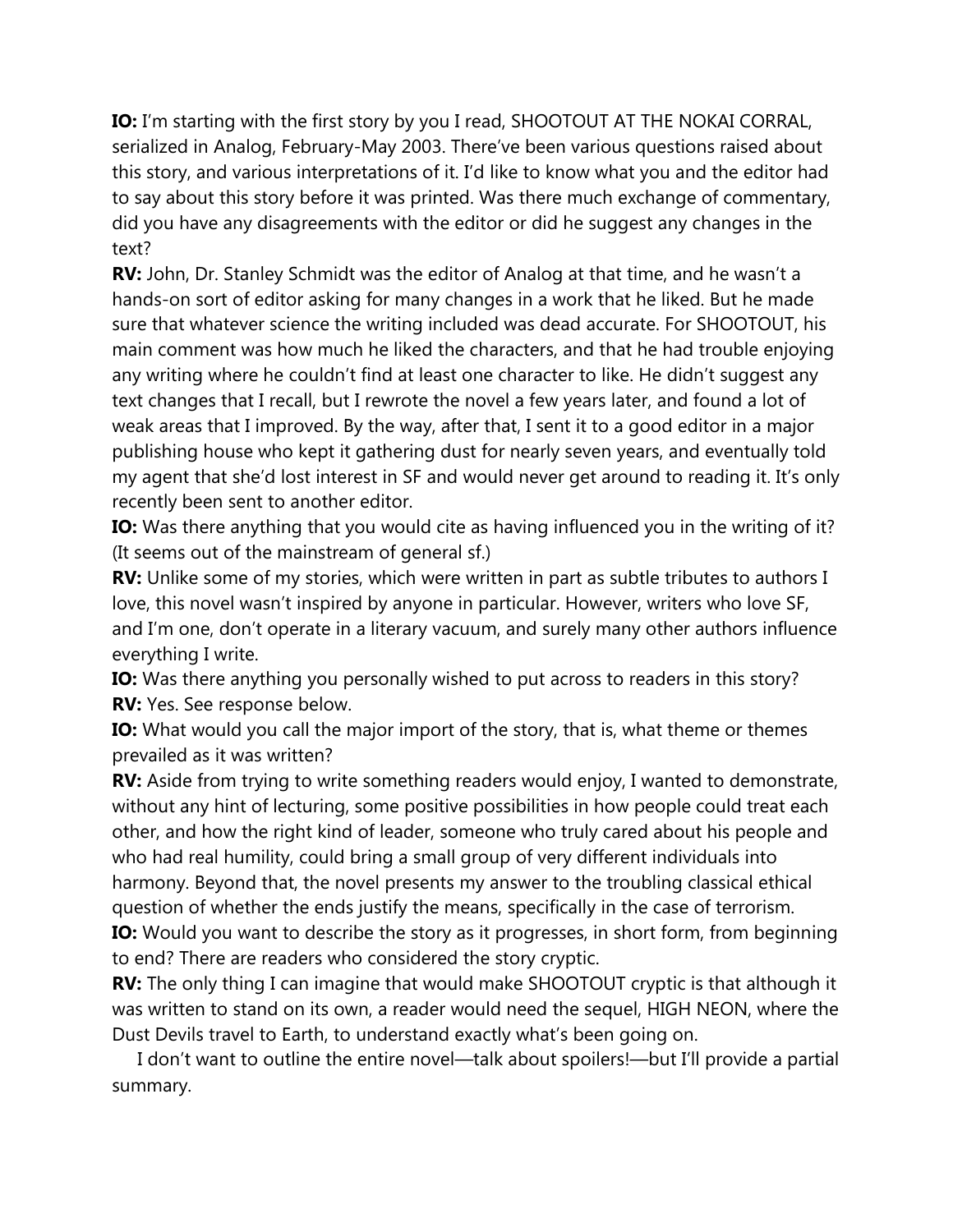**IO:** I'm starting with the first story by you I read, SHOOTOUT AT THE NOKAI CORRAL, serialized in Analog, February-May 2003. There've been various questions raised about this story, and various interpretations of it. I'd like to know what you and the editor had to say about this story before it was printed. Was there much exchange of commentary, did you have any disagreements with the editor or did he suggest any changes in the text?

**RV:** John, Dr. Stanley Schmidt was the editor of Analog at that time, and he wasn't a hands-on sort of editor asking for many changes in a work that he liked. But he made sure that whatever science the writing included was dead accurate. For SHOOTOUT, his main comment was how much he liked the characters, and that he had trouble enjoying any writing where he couldn't find at least one character to like. He didn't suggest any text changes that I recall, but I rewrote the novel a few years later, and found a lot of weak areas that I improved. By the way, after that, I sent it to a good editor in a major publishing house who kept it gathering dust for nearly seven years, and eventually told my agent that she'd lost interest in SF and would never get around to reading it. It's only recently been sent to another editor.

**IO:** Was there anything that you would cite as having influenced you in the writing of it? (It seems out of the mainstream of general sf.)

**RV:** Unlike some of my stories, which were written in part as subtle tributes to authors I love, this novel wasn't inspired by anyone in particular. However, writers who love SF, and I'm one, don't operate in a literary vacuum, and surely many other authors influence everything I write.

**IO:** Was there anything you personally wished to put across to readers in this story?

**RV:** Yes. See response below.

**IO:** What would you call the major import of the story, that is, what theme or themes prevailed as it was written?

**RV:** Aside from trying to write something readers would enjoy, I wanted to demonstrate, without any hint of lecturing, some positive possibilities in how people could treat each other, and how the right kind of leader, someone who truly cared about his people and who had real humility, could bring a small group of very different individuals into harmony. Beyond that, the novel presents my answer to the troubling classical ethical question of whether the ends justify the means, specifically in the case of terrorism.

**IO:** Would you want to describe the story as it progresses, in short form, from beginning to end? There are readers who considered the story cryptic.

**RV:** The only thing I can imagine that would make SHOOTOUT cryptic is that although it was written to stand on its own, a reader would need the sequel, HIGH NEON, where the Dust Devils travel to Earth, to understand exactly what's been going on.

I don't want to outline the entire novel—talk about spoilers!—but I'll provide a partial summary.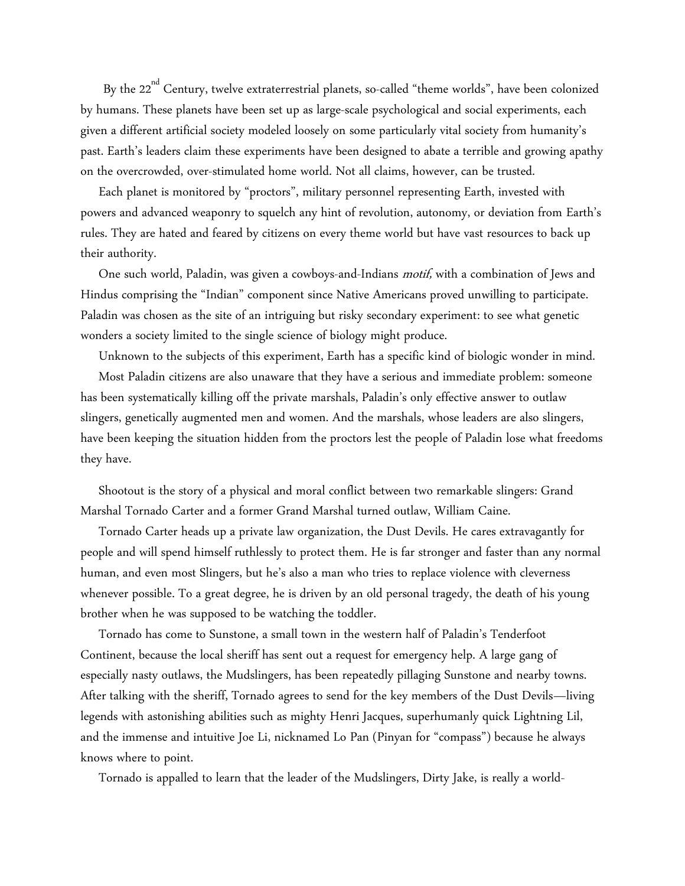By the 22$^{nd}$ Century, twelve extraterrestrial planets, so-called "theme worlds", have been colonized by humans. These planets have been set up as large-scale psychological and social experiments, each given a different artificial society modeled loosely on some particularly vital society from humanity's past. Earth's leaders claim these experiments have been designed to abate a terrible and growing apathy on the overcrowded, over-stimulated home world. Not all claims, however, can be trusted.

Each planet is monitored by "proctors", military personnel representing Earth, invested with powers and advanced weaponry to squelch any hint of revolution, autonomy, or deviation from Earth's rules. They are hated and feared by citizens on every theme world but have vast resources to back up their authority.

One such world, Paladin, was given a cowboys-and-Indians *motif,* with a combination of Jews and Hindus comprising the "Indian" component since Native Americans proved unwilling to participate. Paladin was chosen as the site of an intriguing but risky secondary experiment: to see what genetic wonders a society limited to the single science of biology might produce.

Unknown to the subjects of this experiment, Earth has a specific kind of biologic wonder in mind.

Most Paladin citizens are also unaware that they have a serious and immediate problem: someone has been systematically killing off the private marshals, Paladin's only effective answer to outlaw slingers, genetically augmented men and women. And the marshals, whose leaders are also slingers, have been keeping the situation hidden from the proctors lest the people of Paladin lose what freedoms they have.

Shootout is the story of a physical and moral conflict between two remarkable slingers: Grand Marshal Tornado Carter and a former Grand Marshal turned outlaw, William Caine.

Tornado Carter heads up a private law organization, the Dust Devils. He cares extravagantly for people and will spend himself ruthlessly to protect them. He is far stronger and faster than any normal human, and even most Slingers, but he's also a man who tries to replace violence with cleverness whenever possible. To a great degree, he is driven by an old personal tragedy, the death of his young brother when he was supposed to be watching the toddler.

Tornado has come to Sunstone, a small town in the western half of Paladin's Tenderfoot Continent, because the local sheriff has sent out a request for emergency help. A large gang of especially nasty outlaws, the Mudslingers, has been repeatedly pillaging Sunstone and nearby towns. After talking with the sheriff, Tornado agrees to send for the key members of the Dust Devils—living legends with astonishing abilities such as mighty Henri Jacques, superhumanly quick Lightning Lil, and the immense and intuitive Joe Li, nicknamed Lo Pan (Pinyan for "compass") because he always knows where to point.

Tornado is appalled to learn that the leader of the Mudslingers, Dirty Jake, is really a world-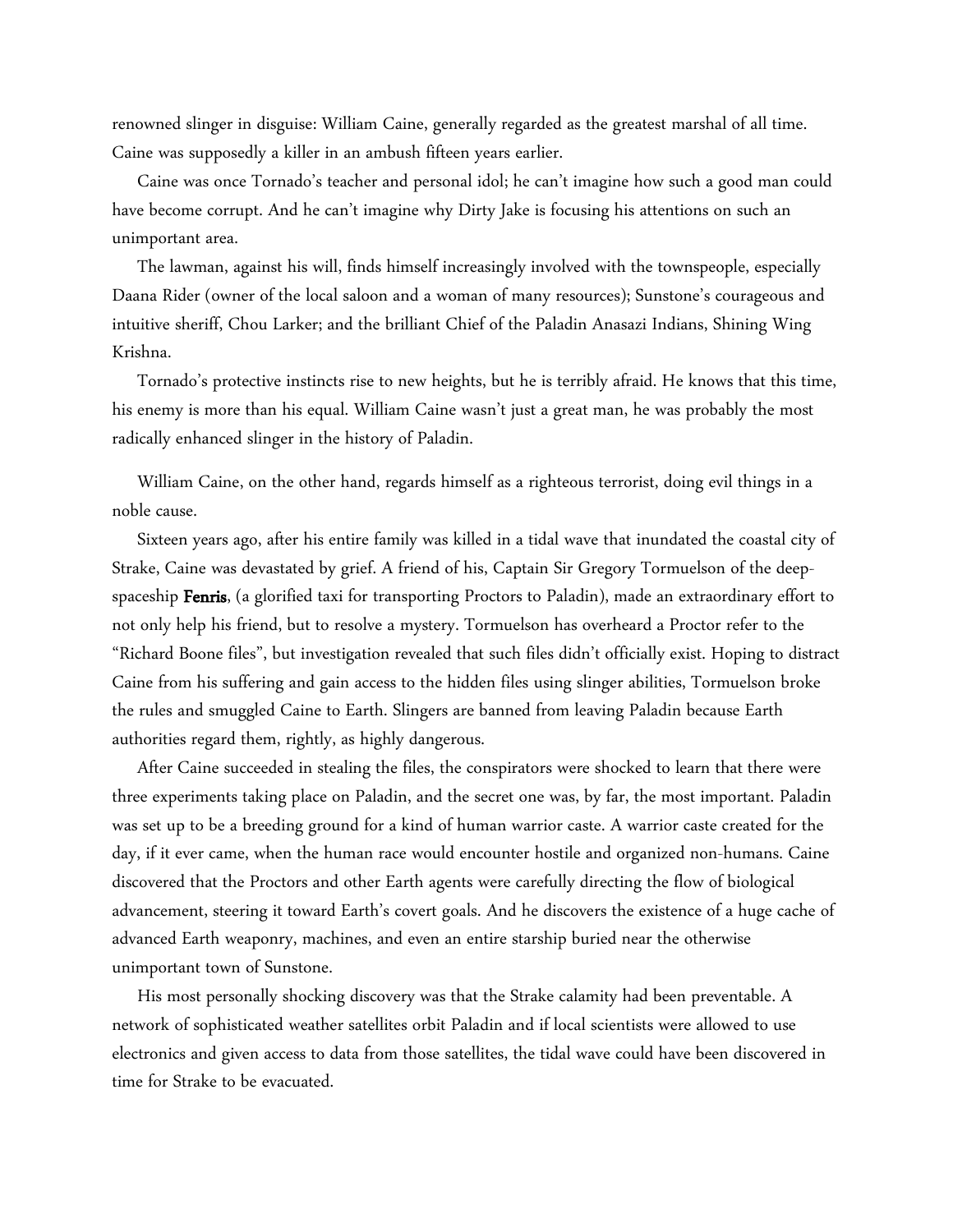renowned slinger in disguise: William Caine, generally regarded as the greatest marshal of all time. Caine was supposedly a killer in an ambush fifteen years earlier.

Caine was once Tornado's teacher and personal idol; he can't imagine how such a good man could have become corrupt. And he can't imagine why Dirty Jake is focusing his attentions on such an unimportant area.

The lawman, against his will, finds himself increasingly involved with the townspeople, especially Daana Rider (owner of the local saloon and a woman of many resources); Sunstone's courageous and intuitive sheriff, Chou Larker; and the brilliant Chief of the Paladin Anasazi Indians, Shining Wing Krishna.

Tornado's protective instincts rise to new heights, but he is terribly afraid. He knows that this time, his enemy is more than his equal. William Caine wasn't just a great man, he was probably the most radically enhanced slinger in the history of Paladin.

William Caine, on the other hand, regards himself as a righteous terrorist, doing evil things in a noble cause.

Sixteen years ago, after his entire family was killed in a tidal wave that inundated the coastal city of Strake, Caine was devastated by grief. A friend of his, Captain Sir Gregory Tormuelson of the deep-spaceship **Fenris**, (a glorified taxi for transporting Proctors to Paladin), made an extraordinary effort to not only help his friend, but to resolve a mystery. Tormuelson has overheard a Proctor refer to the "Richard Boone files", but investigation revealed that such files didn't officially exist. Hoping to distract Caine from his suffering and gain access to the hidden files using slinger abilities, Tormuelson broke the rules and smuggled Caine to Earth. Slingers are banned from leaving Paladin because Earth authorities regard them, rightly, as highly dangerous.

After Caine succeeded in stealing the files, the conspirators were shocked to learn that there were three experiments taking place on Paladin, and the secret one was, by far, the most important. Paladin was set up to be a breeding ground for a kind of human warrior caste. A warrior caste created for the day, if it ever came, when the human race would encounter hostile and organized non-humans. Caine discovered that the Proctors and other Earth agents were carefully directing the flow of biological advancement, steering it toward Earth's covert goals. And he discovers the existence of a huge cache of advanced Earth weaponry, machines, and even an entire starship buried near the otherwise unimportant town of Sunstone.

His most personally shocking discovery was that the Strake calamity had been preventable. A network of sophisticated weather satellites orbit Paladin and if local scientists were allowed to use electronics and given access to data from those satellites, the tidal wave could have been discovered in time for Strake to be evacuated.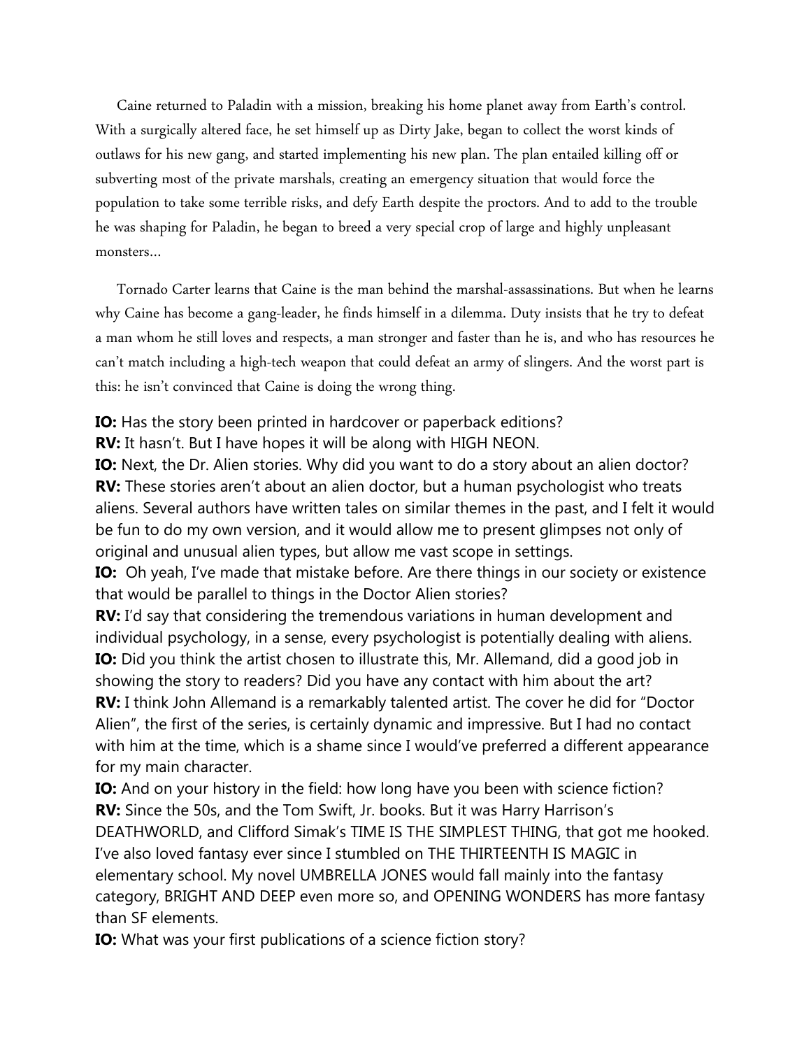Caine returned to Paladin with a mission, breaking his home planet away from Earth's control. With a surgically altered face, he set himself up as Dirty Jake, began to collect the worst kinds of outlaws for his new gang, and started implementing his new plan. The plan entailed killing off or subverting most of the private marshals, creating an emergency situation that would force the population to take some terrible risks, and defy Earth despite the proctors. And to add to the trouble he was shaping for Paladin, he began to breed a very special crop of large and highly unpleasant monsters...

Tornado Carter learns that Caine is the man behind the marshal-assassinations. But when he learns why Caine has become a gang-leader, he finds himself in a dilemma. Duty insists that he try to defeat a man whom he still loves and respects, a man stronger and faster than he is, and who has resources he can't match including a high-tech weapon that could defeat an army of slingers. And the worst part is this: he isn't convinced that Caine is doing the wrong thing.

**IO:** Has the story been printed in hardcover or paperback editions?
**RV:** It hasn't. But I have hopes it will be along with HIGH NEON.
**IO:** Next, the Dr. Alien stories. Why did you want to do a story about an alien doctor?
**RV:** These stories aren't about an alien doctor, but a human psychologist who treats aliens. Several authors have written tales on similar themes in the past, and I felt it would be fun to do my own version, and it would allow me to present glimpses not only of original and unusual alien types, but allow me vast scope in settings.
**IO:** Oh yeah, I've made that mistake before. Are there things in our society or existence that would be parallel to things in the Doctor Alien stories?
**RV:** I'd say that considering the tremendous variations in human development and individual psychology, in a sense, every psychologist is potentially dealing with aliens.
**IO:** Did you think the artist chosen to illustrate this, Mr. Allemand, did a good job in showing the story to readers? Did you have any contact with him about the art?
**RV:** I think John Allemand is a remarkably talented artist. The cover he did for "Doctor Alien", the first of the series, is certainly dynamic and impressive. But I had no contact with him at the time, which is a shame since I would've preferred a different appearance for my main character.
**IO:** And on your history in the field: how long have you been with science fiction?
**RV:** Since the 50s, and the Tom Swift, Jr. books. But it was Harry Harrison's DEATHWORLD, and Clifford Simak's TIME IS THE SIMPLEST THING, that got me hooked. I've also loved fantasy ever since I stumbled on THE THIRTEENTH IS MAGIC in elementary school. My novel UMBRELLA JONES would fall mainly into the fantasy category, BRIGHT AND DEEP even more so, and OPENING WONDERS has more fantasy than SF elements.
**IO:** What was your first publications of a science fiction story?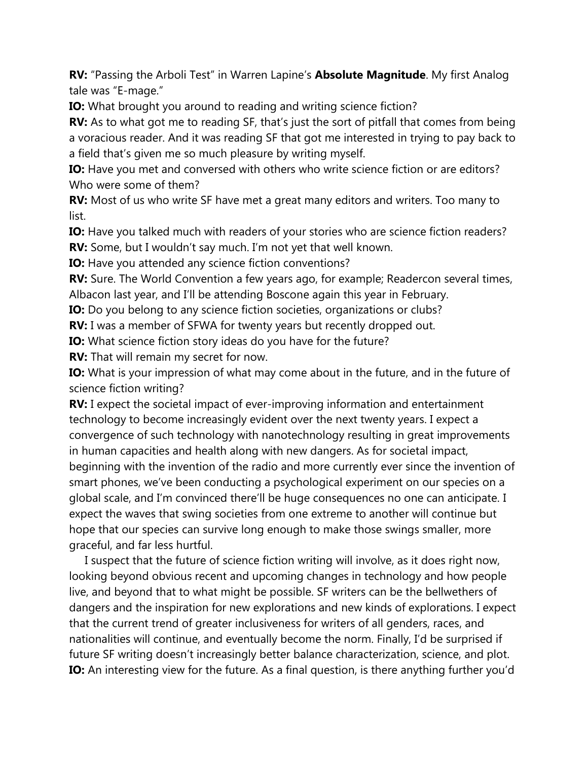**RV:** "Passing the Arboli Test" in Warren Lapine's **Absolute Magnitude**. My first Analog tale was "E-mage."

**IO:** What brought you around to reading and writing science fiction?

**RV:** As to what got me to reading SF, that's just the sort of pitfall that comes from being a voracious reader. And it was reading SF that got me interested in trying to pay back to a field that's given me so much pleasure by writing myself.

**IO:** Have you met and conversed with others who write science fiction or are editors? Who were some of them?

**RV:** Most of us who write SF have met a great many editors and writers. Too many to list.

**IO:** Have you talked much with readers of your stories who are science fiction readers?

**RV:** Some, but I wouldn't say much. I'm not yet that well known.

**IO:** Have you attended any science fiction conventions?

**RV:** Sure. The World Convention a few years ago, for example; Readercon several times, Albacon last year, and I'll be attending Boscone again this year in February.

**IO:** Do you belong to any science fiction societies, organizations or clubs?

**RV:** I was a member of SFWA for twenty years but recently dropped out.

**IO:** What science fiction story ideas do you have for the future?

**RV:** That will remain my secret for now.

**IO:** What is your impression of what may come about in the future, and in the future of science fiction writing?

**RV:** I expect the societal impact of ever-improving information and entertainment technology to become increasingly evident over the next twenty years. I expect a convergence of such technology with nanotechnology resulting in great improvements in human capacities and health along with new dangers. As for societal impact, beginning with the invention of the radio and more currently ever since the invention of smart phones, we've been conducting a psychological experiment on our species on a global scale, and I'm convinced there'll be huge consequences no one can anticipate. I expect the waves that swing societies from one extreme to another will continue but hope that our species can survive long enough to make those swings smaller, more graceful, and far less hurtful.

I suspect that the future of science fiction writing will involve, as it does right now, looking beyond obvious recent and upcoming changes in technology and how people live, and beyond that to what might be possible. SF writers can be the bellwethers of dangers and the inspiration for new explorations and new kinds of explorations. I expect that the current trend of greater inclusiveness for writers of all genders, races, and nationalities will continue, and eventually become the norm. Finally, I'd be surprised if future SF writing doesn't increasingly better balance characterization, science, and plot.

**IO:** An interesting view for the future. As a final question, is there anything further you'd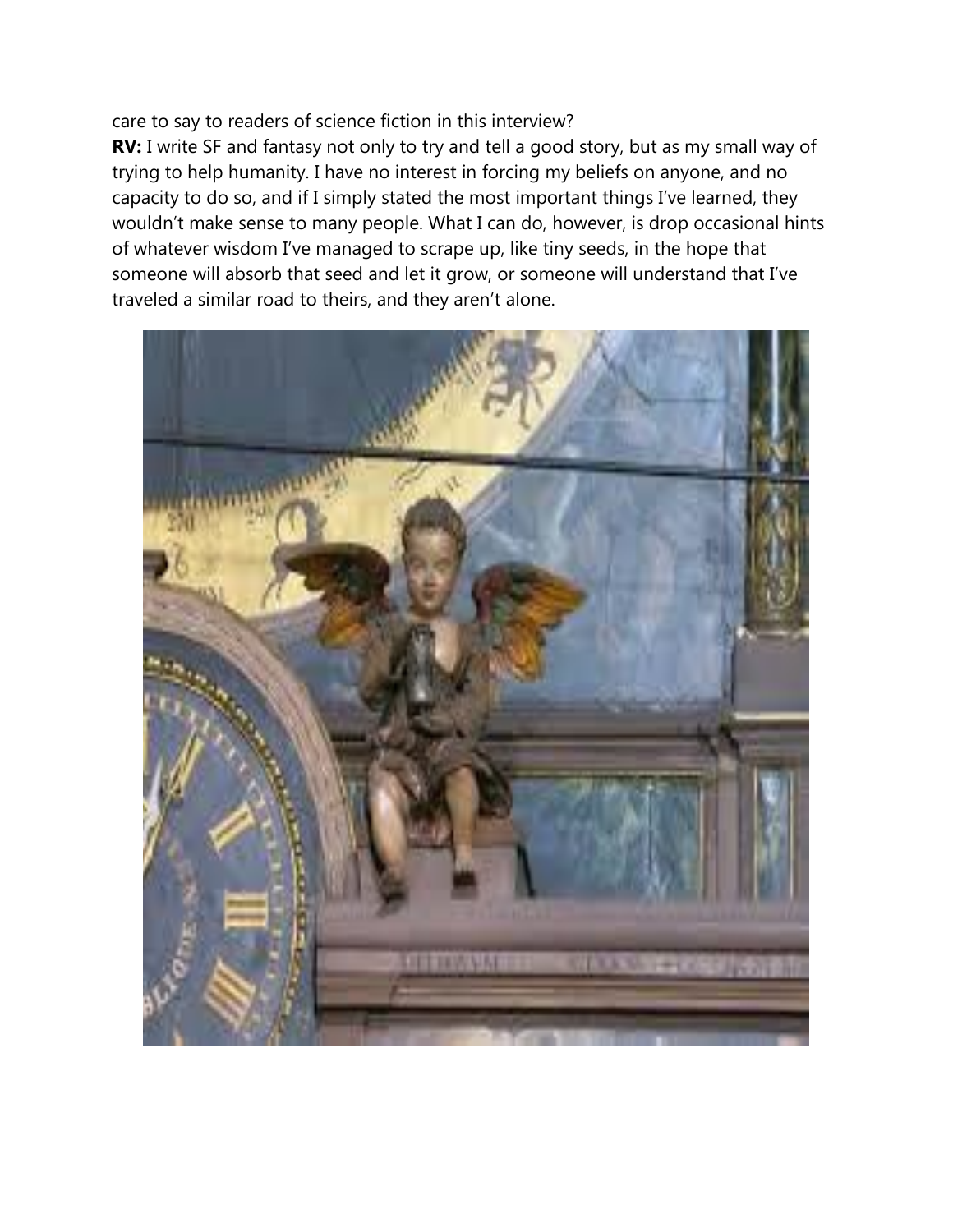care to say to readers of science fiction in this interview?

**RV:** I write SF and fantasy not only to try and tell a good story, but as my small way of trying to help humanity. I have no interest in forcing my beliefs on anyone, and no capacity to do so, and if I simply stated the most important things I've learned, they wouldn't make sense to many people. What I can do, however, is drop occasional hints of whatever wisdom I've managed to scrape up, like tiny seeds, in the hope that someone will absorb that seed and let it grow, or someone will understand that I've traveled a similar road to theirs, and they aren't alone.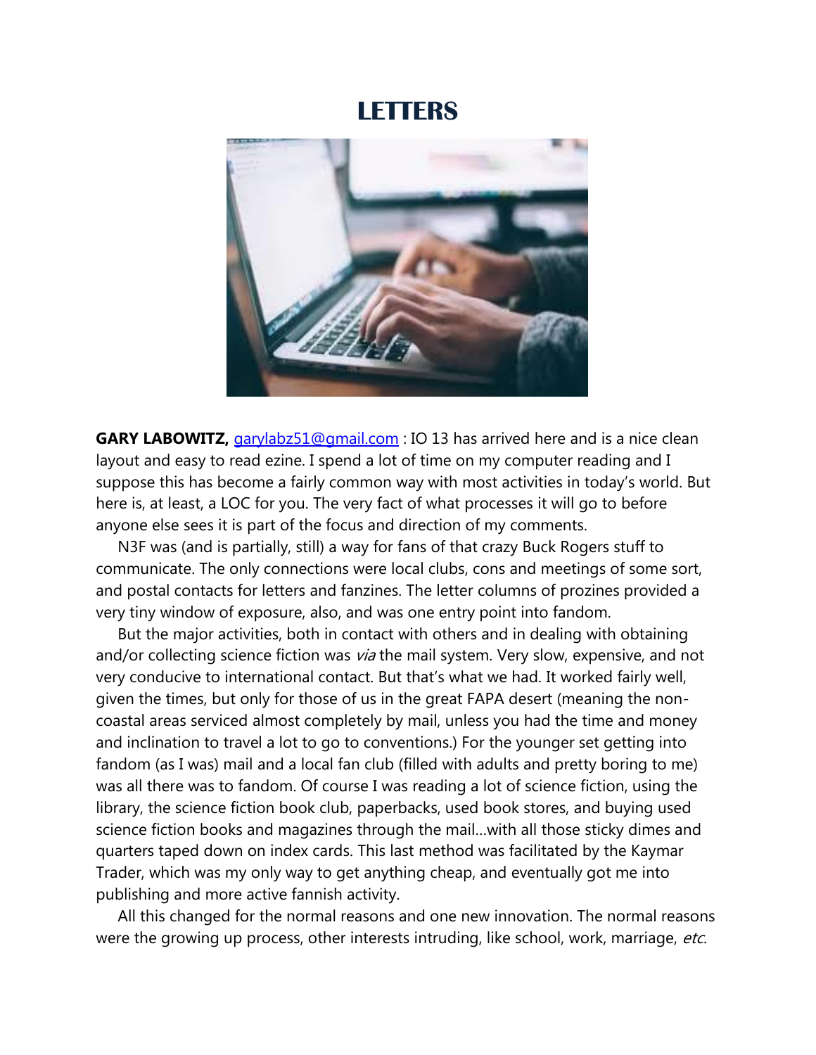# LETTERS

**GARY LABOWITZ,** garylabz51@gmail.com : IO 13 has arrived here and is a nice clean layout and easy to read ezine. I spend a lot of time on my computer reading and I suppose this has become a fairly common way with most activities in today's world. But here is, at least, a LOC for you. The very fact of what processes it will go to before anyone else sees it is part of the focus and direction of my comments.

N3F was (and is partially, still) a way for fans of that crazy Buck Rogers stuff to communicate. The only connections were local clubs, cons and meetings of some sort, and postal contacts for letters and fanzines. The letter columns of prozines provided a very tiny window of exposure, also, and was one entry point into fandom.

But the major activities, both in contact with others and in dealing with obtaining and/or collecting science fiction was *via* the mail system. Very slow, expensive, and not very conducive to international contact. But that's what we had. It worked fairly well, given the times, but only for those of us in the great FAPA desert (meaning the non-coastal areas serviced almost completely by mail, unless you had the time and money and inclination to travel a lot to go to conventions.) For the younger set getting into fandom (as I was) mail and a local fan club (filled with adults and pretty boring to me) was all there was to fandom. Of course I was reading a lot of science fiction, using the library, the science fiction book club, paperbacks, used book stores, and buying used science fiction books and magazines through the mail…with all those sticky dimes and quarters taped down on index cards. This last method was facilitated by the Kaymar Trader, which was my only way to get anything cheap, and eventually got me into publishing and more active fannish activity.

All this changed for the normal reasons and one new innovation. The normal reasons were the growing up process, other interests intruding, like school, work, marriage, *etc.*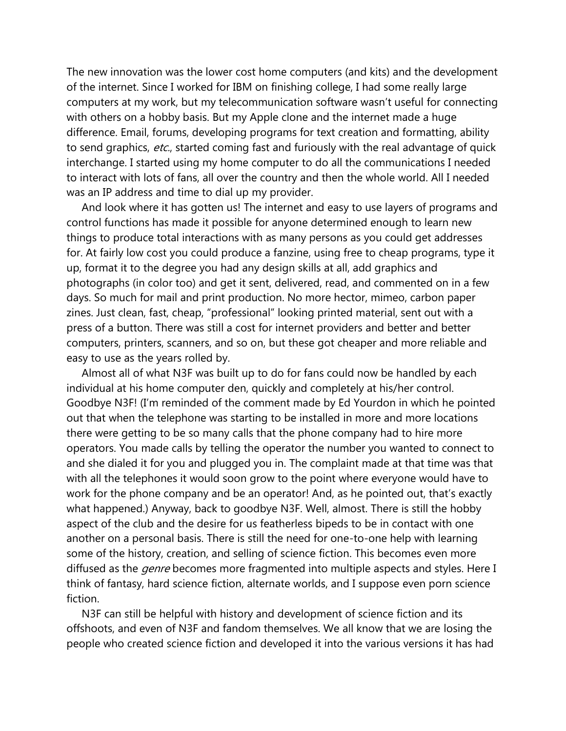The new innovation was the lower cost home computers (and kits) and the development of the internet. Since I worked for IBM on finishing college, I had some really large computers at my work, but my telecommunication software wasn't useful for connecting with others on a hobby basis. But my Apple clone and the internet made a huge difference. Email, forums, developing programs for text creation and formatting, ability to send graphics, *etc.*, started coming fast and furiously with the real advantage of quick interchange. I started using my home computer to do all the communications I needed to interact with lots of fans, all over the country and then the whole world. All I needed was an IP address and time to dial up my provider.

And look where it has gotten us! The internet and easy to use layers of programs and control functions has made it possible for anyone determined enough to learn new things to produce total interactions with as many persons as you could get addresses for. At fairly low cost you could produce a fanzine, using free to cheap programs, type it up, format it to the degree you had any design skills at all, add graphics and photographs (in color too) and get it sent, delivered, read, and commented on in a few days. So much for mail and print production. No more hector, mimeo, carbon paper zines. Just clean, fast, cheap, "professional" looking printed material, sent out with a press of a button. There was still a cost for internet providers and better and better computers, printers, scanners, and so on, but these got cheaper and more reliable and easy to use as the years rolled by.

Almost all of what N3F was built up to do for fans could now be handled by each individual at his home computer den, quickly and completely at his/her control. Goodbye N3F! (I'm reminded of the comment made by Ed Yourdon in which he pointed out that when the telephone was starting to be installed in more and more locations there were getting to be so many calls that the phone company had to hire more operators. You made calls by telling the operator the number you wanted to connect to and she dialed it for you and plugged you in. The complaint made at that time was that with all the telephones it would soon grow to the point where everyone would have to work for the phone company and be an operator! And, as he pointed out, that's exactly what happened.) Anyway, back to goodbye N3F. Well, almost. There is still the hobby aspect of the club and the desire for us featherless bipeds to be in contact with one another on a personal basis. There is still the need for one-to-one help with learning some of the history, creation, and selling of science fiction. This becomes even more diffused as the *genre* becomes more fragmented into multiple aspects and styles. Here I think of fantasy, hard science fiction, alternate worlds, and I suppose even porn science fiction.

N3F can still be helpful with history and development of science fiction and its offshoots, and even of N3F and fandom themselves. We all know that we are losing the people who created science fiction and developed it into the various versions it has had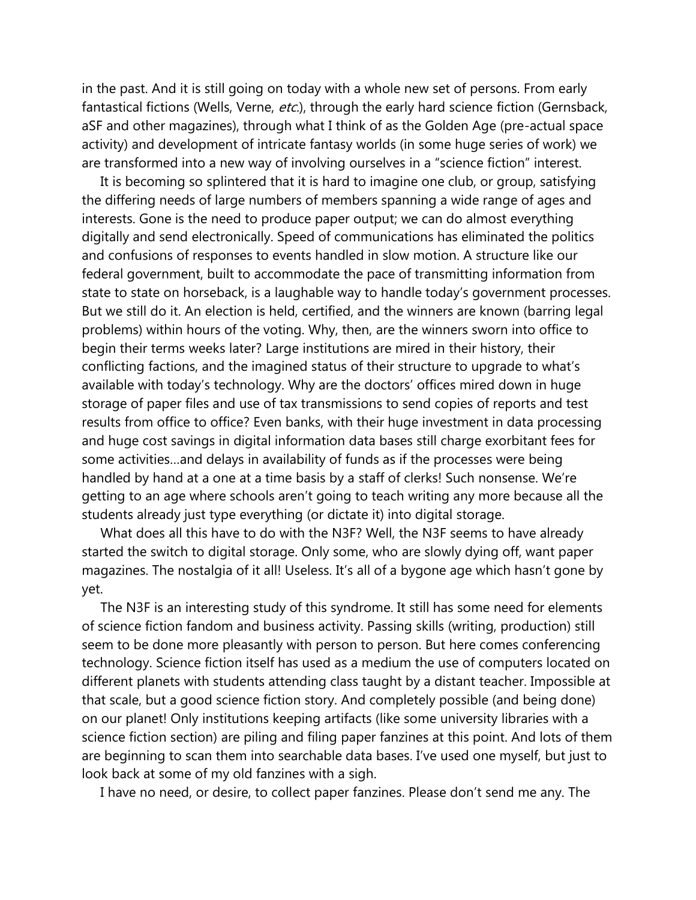in the past. And it is still going on today with a whole new set of persons. From early fantastical fictions (Wells, Verne, *etc*.), through the early hard science fiction (Gernsback, aSF and other magazines), through what I think of as the Golden Age (pre-actual space activity) and development of intricate fantasy worlds (in some huge series of work) we are transformed into a new way of involving ourselves in a "science fiction" interest.

It is becoming so splintered that it is hard to imagine one club, or group, satisfying the differing needs of large numbers of members spanning a wide range of ages and interests. Gone is the need to produce paper output; we can do almost everything digitally and send electronically. Speed of communications has eliminated the politics and confusions of responses to events handled in slow motion. A structure like our federal government, built to accommodate the pace of transmitting information from state to state on horseback, is a laughable way to handle today's government processes. But we still do it. An election is held, certified, and the winners are known (barring legal problems) within hours of the voting. Why, then, are the winners sworn into office to begin their terms weeks later? Large institutions are mired in their history, their conflicting factions, and the imagined status of their structure to upgrade to what's available with today's technology. Why are the doctors' offices mired down in huge storage of paper files and use of tax transmissions to send copies of reports and test results from office to office? Even banks, with their huge investment in data processing and huge cost savings in digital information data bases still charge exorbitant fees for some activities…and delays in availability of funds as if the processes were being handled by hand at a one at a time basis by a staff of clerks! Such nonsense. We're getting to an age where schools aren't going to teach writing any more because all the students already just type everything (or dictate it) into digital storage.

What does all this have to do with the N3F? Well, the N3F seems to have already started the switch to digital storage. Only some, who are slowly dying off, want paper magazines. The nostalgia of it all! Useless. It's all of a bygone age which hasn't gone by yet.

The N3F is an interesting study of this syndrome. It still has some need for elements of science fiction fandom and business activity. Passing skills (writing, production) still seem to be done more pleasantly with person to person. But here comes conferencing technology. Science fiction itself has used as a medium the use of computers located on different planets with students attending class taught by a distant teacher. Impossible at that scale, but a good science fiction story. And completely possible (and being done) on our planet! Only institutions keeping artifacts (like some university libraries with a science fiction section) are piling and filing paper fanzines at this point. And lots of them are beginning to scan them into searchable data bases. I've used one myself, but just to look back at some of my old fanzines with a sigh.

I have no need, or desire, to collect paper fanzines. Please don't send me any. The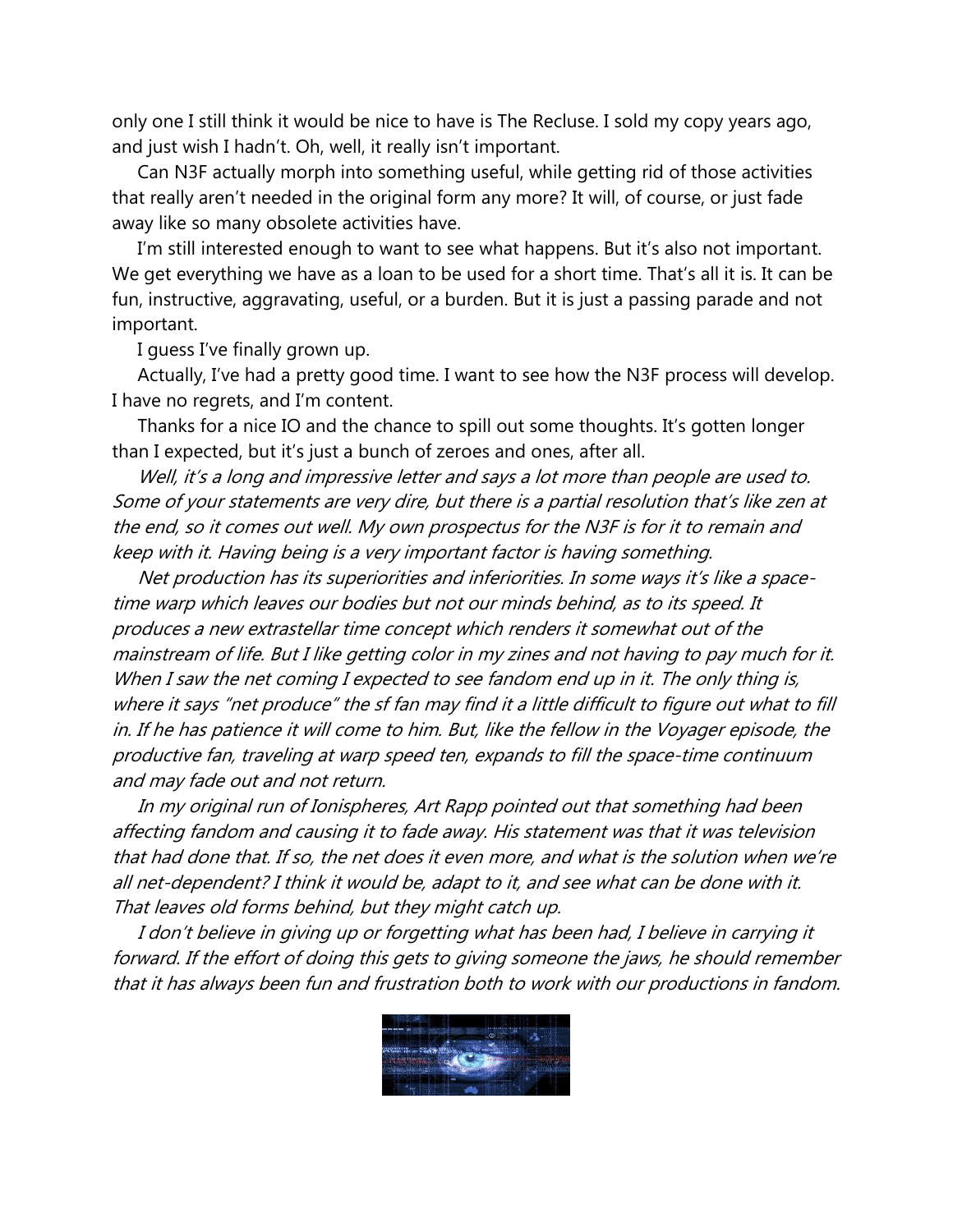only one I still think it would be nice to have is The Recluse. I sold my copy years ago, and just wish I hadn't. Oh, well, it really isn't important.

Can N3F actually morph into something useful, while getting rid of those activities that really aren't needed in the original form any more? It will, of course, or just fade away like so many obsolete activities have.

I'm still interested enough to want to see what happens. But it's also not important. We get everything we have as a loan to be used for a short time. That's all it is. It can be fun, instructive, aggravating, useful, or a burden. But it is just a passing parade and not important.

I guess I've finally grown up.

Actually, I've had a pretty good time. I want to see how the N3F process will develop. I have no regrets, and I'm content.

Thanks for a nice IO and the chance to spill out some thoughts. It's gotten longer than I expected, but it's just a bunch of zeroes and ones, after all.

*Well, it's a long and impressive letter and says a lot more than people are used to. Some of your statements are very dire, but there is a partial resolution that's like zen at the end, so it comes out well. My own prospectus for the N3F is for it to remain and keep with it. Having being is a very important factor is having something.*

*Net production has its superiorities and inferiorities. In some ways it's like a space-time warp which leaves our bodies but not our minds behind, as to its speed. It produces a new extrastellar time concept which renders it somewhat out of the mainstream of life. But I like getting color in my zines and not having to pay much for it. When I saw the net coming I expected to see fandom end up in it. The only thing is, where it says "net produce" the sf fan may find it a little difficult to figure out what to fill in. If he has patience it will come to him. But, like the fellow in the Voyager episode, the productive fan, traveling at warp speed ten, expands to fill the space-time continuum and may fade out and not return.*

*In my original run of Ionispheres, Art Rapp pointed out that something had been affecting fandom and causing it to fade away. His statement was that it was television that had done that. If so, the net does it even more, and what is the solution when we're all net-dependent? I think it would be, adapt to it, and see what can be done with it. That leaves old forms behind, but they might catch up.*

*I don't believe in giving up or forgetting what has been had, I believe in carrying it forward. If the effort of doing this gets to giving someone the jaws, he should remember that it has always been fun and frustration both to work with our productions in fandom.*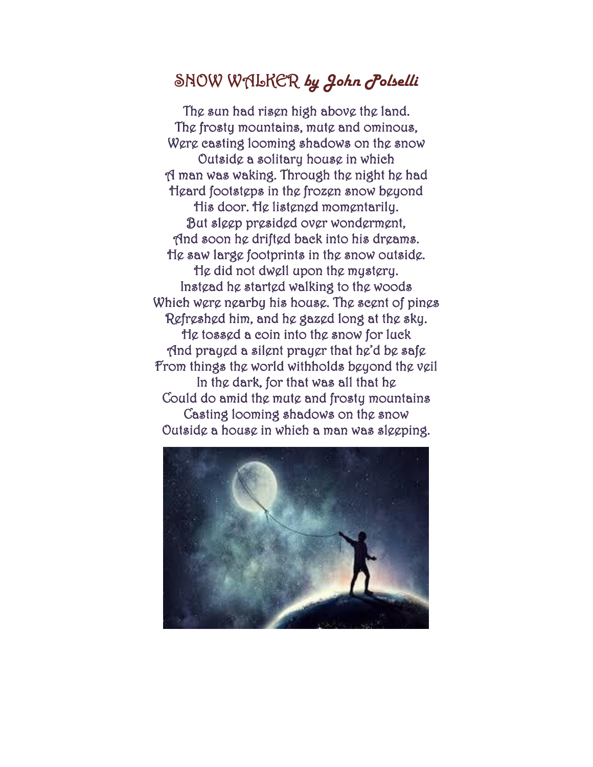# SNOW WALKER *by John Polselli*

The sun had risen high above the land.
The frosty mountains, mute and ominous,
Were casting looming shadows on the snow
Outside a solitary house in which
A man was waking. Through the night he had
Heard footsteps in the frozen snow beyond
His door. He listened momentarily.
But sleep presided over wonderment,
And soon he drifted back into his dreams.
He saw large footprints in the snow outside.
He did not dwell upon the mystery.
Instead he started walking to the woods
Which were nearby his house. The scent of pines
Refreshed him, and he gazed long at the sky.
He tossed a coin into the snow for luck
And prayed a silent prayer that he'd be safe
From things the world withholds beyond the veil
In the dark, for that was all that he
Could do amid the mute and frosty mountains
Casting looming shadows on the snow
Outside a house in which a man was sleeping.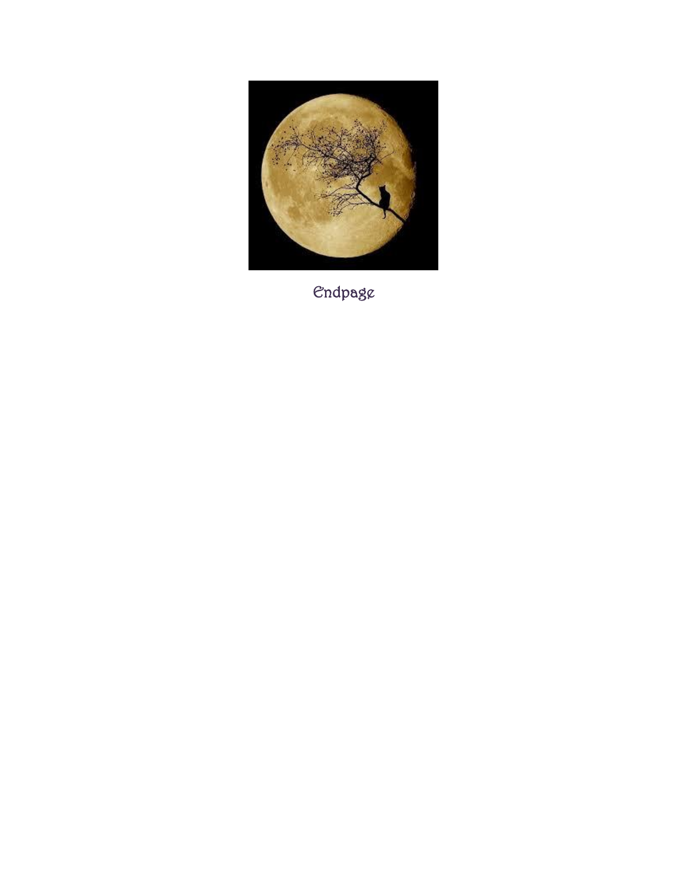Endpage